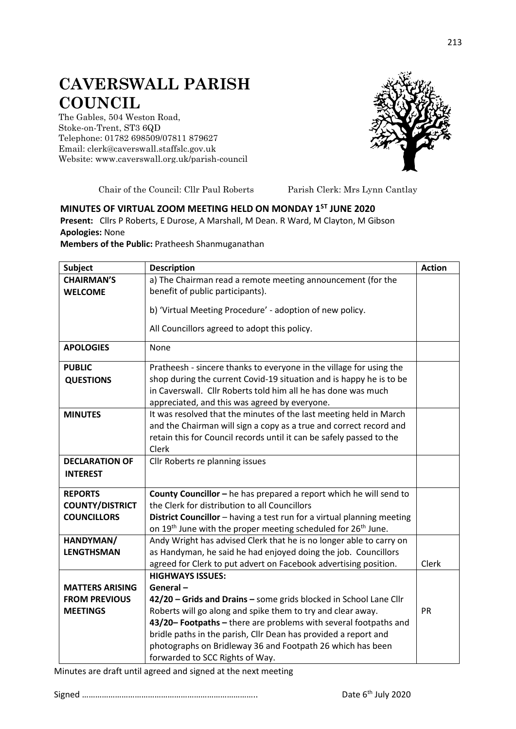# CAVERSWALL PARISH COUNCIL

The Gables, 504 Weston Road,
Stoke-on-Trent, ST3 6QD
Telephone: 01782 698509/07811 879627
Email: clerk@caverswall.staffslc.gov.uk
Website: www.caverswall.org.uk/parish-council

Chair of the Council: Cllr Paul Roberts    Parish Clerk: Mrs Lynn Cantlay

## MINUTES OF VIRTUAL ZOOM MEETING HELD ON MONDAY 1ST JUNE 2020

**Present:** Cllrs P Roberts, E Durose, A Marshall, M Dean. R Ward, M Clayton, M Gibson
**Apologies:** None
**Members of the Public:** Pratheesh Shanmuganathan

| Subject | Description | Action |
|---|---|---|
| **CHAIRMAN'S WELCOME** | a) The Chairman read a remote meeting announcement (for the benefit of public participants).<br><br>b) 'Virtual Meeting Procedure' - adoption of new policy.<br><br>All Councillors agreed to adopt this policy. | |
| **APOLOGIES** | None | |
| **PUBLIC QUESTIONS** | Pratheesh - sincere thanks to everyone in the village for using the shop during the current Covid-19 situation and is happy he is to be in Caverswall. Cllr Roberts told him all he has done was much appreciated, and this was agreed by everyone. | |
| **MINUTES** | It was resolved that the minutes of the last meeting held in March and the Chairman will sign a copy as a true and correct record and retain this for Council records until it can be safely passed to the Clerk | |
| **DECLARATION OF INTEREST** | Cllr Roberts re planning issues | |
| **REPORTS COUNTY/DISTRICT COUNCILLORS** | **County Councillor –** he has prepared a report which he will send to the Clerk for distribution to all Councillors<br>**District Councillor** – having a test run for a virtual planning meeting on 19th June with the proper meeting scheduled for 26th June. | |
| **HANDYMAN/ LENGTHSMAN** | Andy Wright has advised Clerk that he is no longer able to carry on as Handyman, he said he had enjoyed doing the job. Councillors agreed for Clerk to put advert on Facebook advertising position. | Clerk |
| **MATTERS ARISING FROM PREVIOUS MEETINGS** | **HIGHWAYS ISSUES:**<br>**General –**<br>**42/20 – Grids and Drains –** some grids blocked in School Lane Cllr Roberts will go along and spike them to try and clear away.<br>**43/20– Footpaths –** there are problems with several footpaths and bridle paths in the parish, Cllr Dean has provided a report and photographs on Bridleway 36 and Footpath 26 which has been forwarded to SCC Rights of Way. | PR |

Minutes are draft until agreed and signed at the next meeting

Signed ……………………………………………………………….. Date 6th July 2020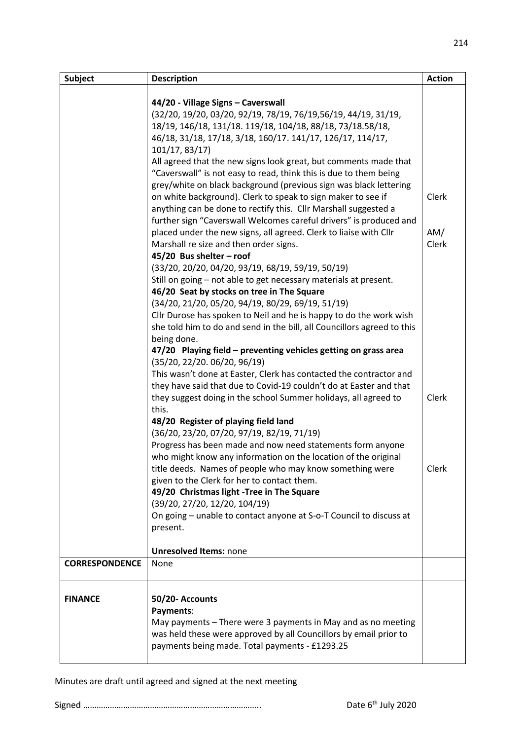| Subject | Description | Action |
|---|---|---|
| | **44/20 - Village Signs – Caverswall**<br>(32/20, 19/20, 03/20, 92/19, 78/19, 76/19,56/19, 44/19, 31/19, 18/19, 146/18, 131/18. 119/18, 104/18, 88/18, 73/18.58/18, 46/18, 31/18, 17/18, 3/18, 160/17. 141/17, 126/17, 114/17, 101/17, 83/17)<br>All agreed that the new signs look great, but comments made that "Caverswall" is not easy to read, think this is due to them being grey/white on black background (previous sign was black lettering on white background). Clerk to speak to sign maker to see if anything can be done to rectify this. Cllr Marshall suggested a further sign "Caverswall Welcomes careful drivers" is produced and placed under the new signs, all agreed. Clerk to liaise with Cllr Marshall re size and then order signs. | Clerk<br><br>AM/ Clerk |
| | **45/20 Bus shelter – roof**<br>(33/20, 20/20, 04/20, 93/19, 68/19, 59/19, 50/19)<br>Still on going – not able to get necessary materials at present. | |
| | **46/20 Seat by stocks on tree in The Square**<br>(34/20, 21/20, 05/20, 94/19, 80/29, 69/19, 51/19)<br>Cllr Durose has spoken to Neil and he is happy to do the work wish she told him to do and send in the bill, all Councillors agreed to this being done. | |
| | **47/20 Playing field – preventing vehicles getting on grass area**<br>(35/20, 22/20. 06/20, 96/19)<br>This wasn't done at Easter, Clerk has contacted the contractor and they have said that due to Covid-19 couldn't do at Easter and that they suggest doing in the school Summer holidays, all agreed to this. | Clerk |
| | **48/20 Register of playing field land**<br>(36/20, 23/20, 07/20, 97/19, 82/19, 71/19)<br>Progress has been made and now need statements form anyone who might know any information on the location of the original title deeds. Names of people who may know something were given to the Clerk for her to contact them. | Clerk |
| | **49/20 Christmas light -Tree in The Square**<br>(39/20, 27/20, 12/20, 104/19)<br>On going – unable to contact anyone at S-o-T Council to discuss at present.<br><br>**Unresolved Items:** none | |
| **CORRESPONDENCE** | None | |
| **FINANCE** | **50/20- Accounts**<br>**Payments**:<br>May payments – There were 3 payments in May and as no meeting was held these were approved by all Councillors by email prior to payments being made. Total payments - £1293.25 | |

Minutes are draft until agreed and signed at the next meeting

Signed …………………………………………………………………….. Date 6th July 2020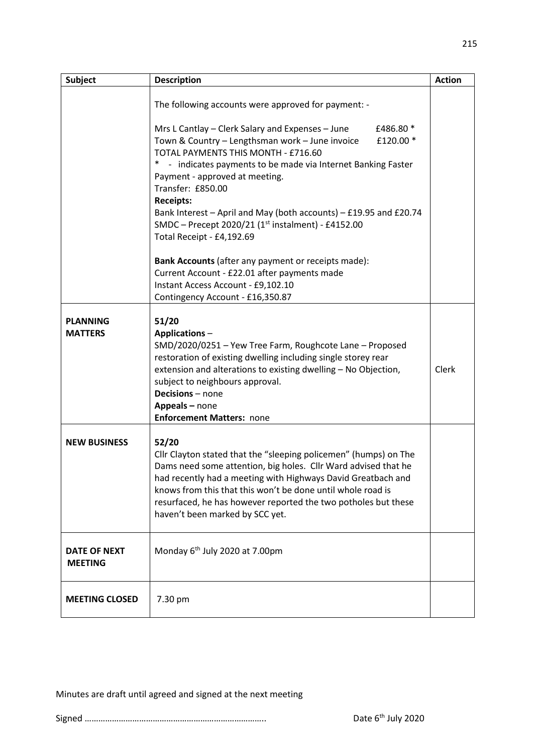| Subject | Description | Action |
|---|---|---|
| | The following accounts were approved for payment: -<br><br>Mrs L Cantlay – Clerk Salary and Expenses – June £486.80 *<br>Town & Country – Lengthsman work – June invoice £120.00 *<br>TOTAL PAYMENTS THIS MONTH - £716.60<br>* - indicates payments to be made via Internet Banking Faster Payment - approved at meeting.<br>Transfer: £850.00<br>**Receipts:**<br>Bank Interest – April and May (both accounts) – £19.95 and £20.74<br>SMDC – Precept 2020/21 (1st instalment) - £4152.00<br>Total Receipt - £4,192.69<br><br>**Bank Accounts** (after any payment or receipts made):<br>Current Account - £22.01 after payments made<br>Instant Access Account - £9,102.10<br>Contingency Account - £16,350.87 | |
| **PLANNING MATTERS** | **51/20**<br>**Applications** –<br>SMD/2020/0251 – Yew Tree Farm, Roughcote Lane – Proposed restoration of existing dwelling including single storey rear extension and alterations to existing dwelling – No Objection, subject to neighbours approval.<br>**Decisions** – none<br>**Appeals –** none<br>**Enforcement Matters:** none | Clerk |
| **NEW BUSINESS** | **52/20**<br>Cllr Clayton stated that the "sleeping policemen" (humps) on The Dams need some attention, big holes. Cllr Ward advised that he had recently had a meeting with Highways David Greatbach and knows from this that this won't be done until whole road is resurfaced, he has however reported the two potholes but these haven't been marked by SCC yet. | |
| **DATE OF NEXT MEETING** | Monday 6th July 2020 at 7.00pm | |
| **MEETING CLOSED** | 7.30 pm | |

Minutes are draft until agreed and signed at the next meeting

Signed ……………………………………………………………….. Date 6th July 2020